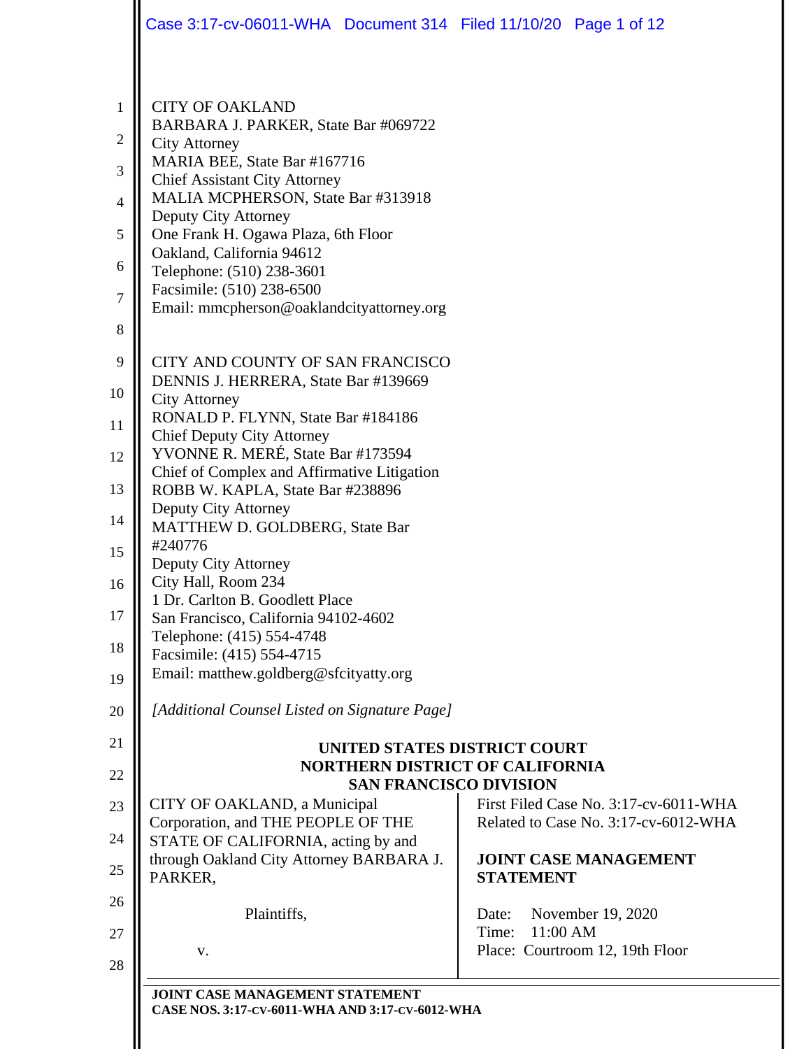CITY OF OAKLAND
BARBARA J. PARKER, State Bar #069722
City Attorney
MARIA BEE, State Bar #167716
Chief Assistant City Attorney
MALIA MCPHERSON, State Bar #313918
Deputy City Attorney
One Frank H. Ogawa Plaza, 6th Floor
Oakland, California 94612
Telephone: (510) 238-3601
Facsimile: (510) 238-6500
Email: mmcpherson@oaklandcityattorney.org

CITY AND COUNTY OF SAN FRANCISCO
DENNIS J. HERRERA, State Bar #139669
City Attorney
RONALD P. FLYNN, State Bar #184186
Chief Deputy City Attorney
YVONNE R. MERÉ, State Bar #173594
Chief of Complex and Affirmative Litigation
ROBB W. KAPLA, State Bar #238896
Deputy City Attorney
MATTHEW D. GOLDBERG, State Bar #240776
Deputy City Attorney
City Hall, Room 234
1 Dr. Carlton B. Goodlett Place
San Francisco, California 94102-4602
Telephone: (415) 554-4748
Facsimile: (415) 554-4715
Email: matthew.goldberg@sfcityatty.org

*[Additional Counsel Listed on Signature Page]*

**UNITED STATES DISTRICT COURT**
**NORTHERN DISTRICT OF CALIFORNIA**
**SAN FRANCISCO DIVISION**

CITY OF OAKLAND, a Municipal Corporation, and THE PEOPLE OF THE STATE OF CALIFORNIA, acting by and through Oakland City Attorney BARBARA J. PARKER,

Plaintiffs,

v.

First Filed Case No. 3:17-cv-6011-WHA
Related to Case No. 3:17-cv-6012-WHA

**JOINT CASE MANAGEMENT STATEMENT**

Date: November 19, 2020
Time: 11:00 AM
Place: Courtroom 12, 19th Floor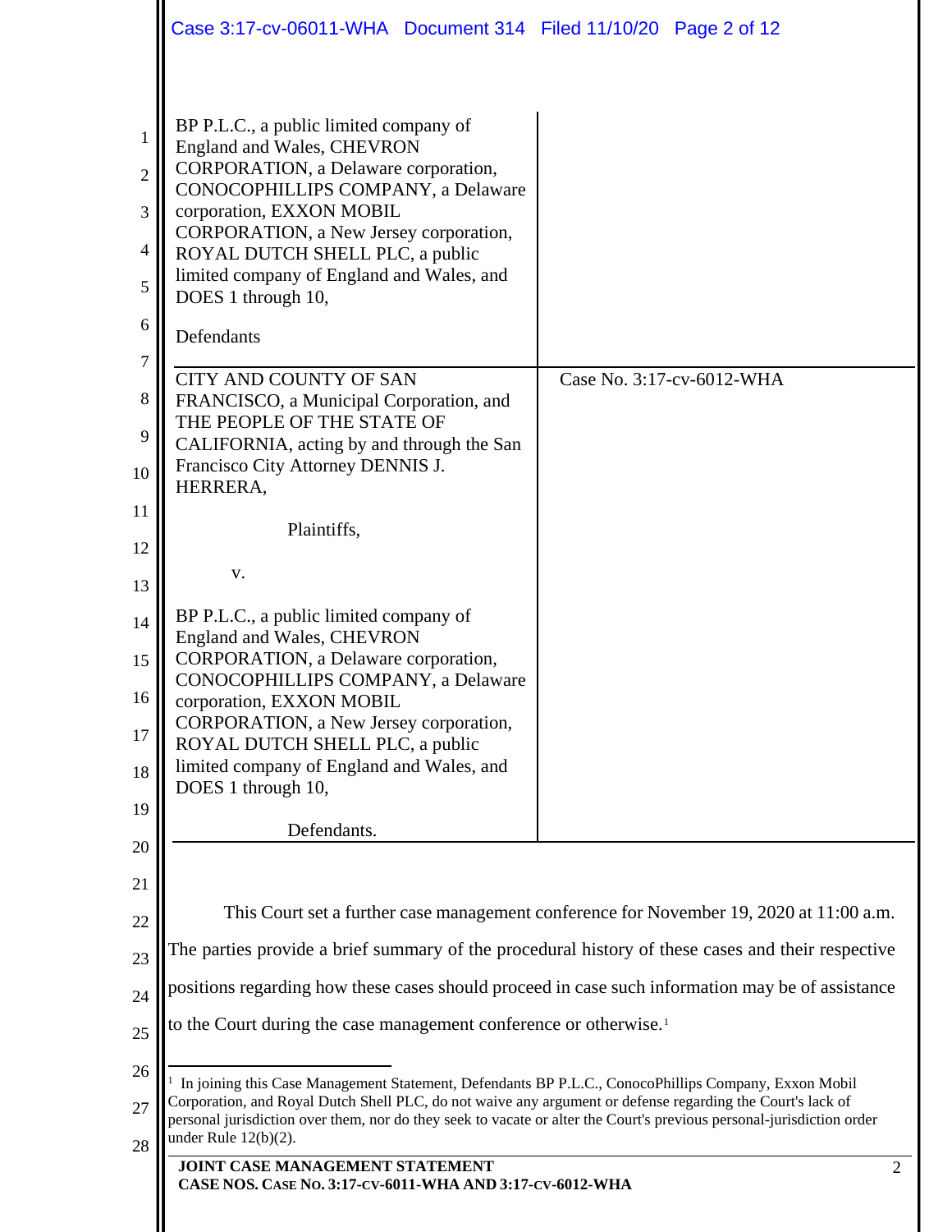BP P.L.C., a public limited company of England and Wales, CHEVRON CORPORATION, a Delaware corporation, CONOCOPHILLIPS COMPANY, a Delaware corporation, EXXON MOBIL CORPORATION, a New Jersey corporation, ROYAL DUTCH SHELL PLC, a public limited company of England and Wales, and DOES 1 through 10,

Defendants

| | |
|---|---|
| CITY AND COUNTY OF SAN FRANCISCO, a Municipal Corporation, and THE PEOPLE OF THE STATE OF CALIFORNIA, acting by and through the San Francisco City Attorney DENNIS J. HERRERA,<br><br>Plaintiffs,<br><br>v.<br><br>BP P.L.C., a public limited company of England and Wales, CHEVRON CORPORATION, a Delaware corporation, CONOCOPHILLIPS COMPANY, a Delaware corporation, EXXON MOBIL CORPORATION, a New Jersey corporation, ROYAL DUTCH SHELL PLC, a public limited company of England and Wales, and DOES 1 through 10,<br><br>Defendants. | Case No. 3:17-cv-6012-WHA |

This Court set a further case management conference for November 19, 2020 at 11:00 a.m. The parties provide a brief summary of the procedural history of these cases and their respective positions regarding how these cases should proceed in case such information may be of assistance to the Court during the case management conference or otherwise.[1]

[1] In joining this Case Management Statement, Defendants BP P.L.C., ConocoPhillips Company, Exxon Mobil Corporation, and Royal Dutch Shell PLC, do not waive any argument or defense regarding the Court's lack of personal jurisdiction over them, nor do they seek to vacate or alter the Court's previous personal-jurisdiction order under Rule 12(b)(2).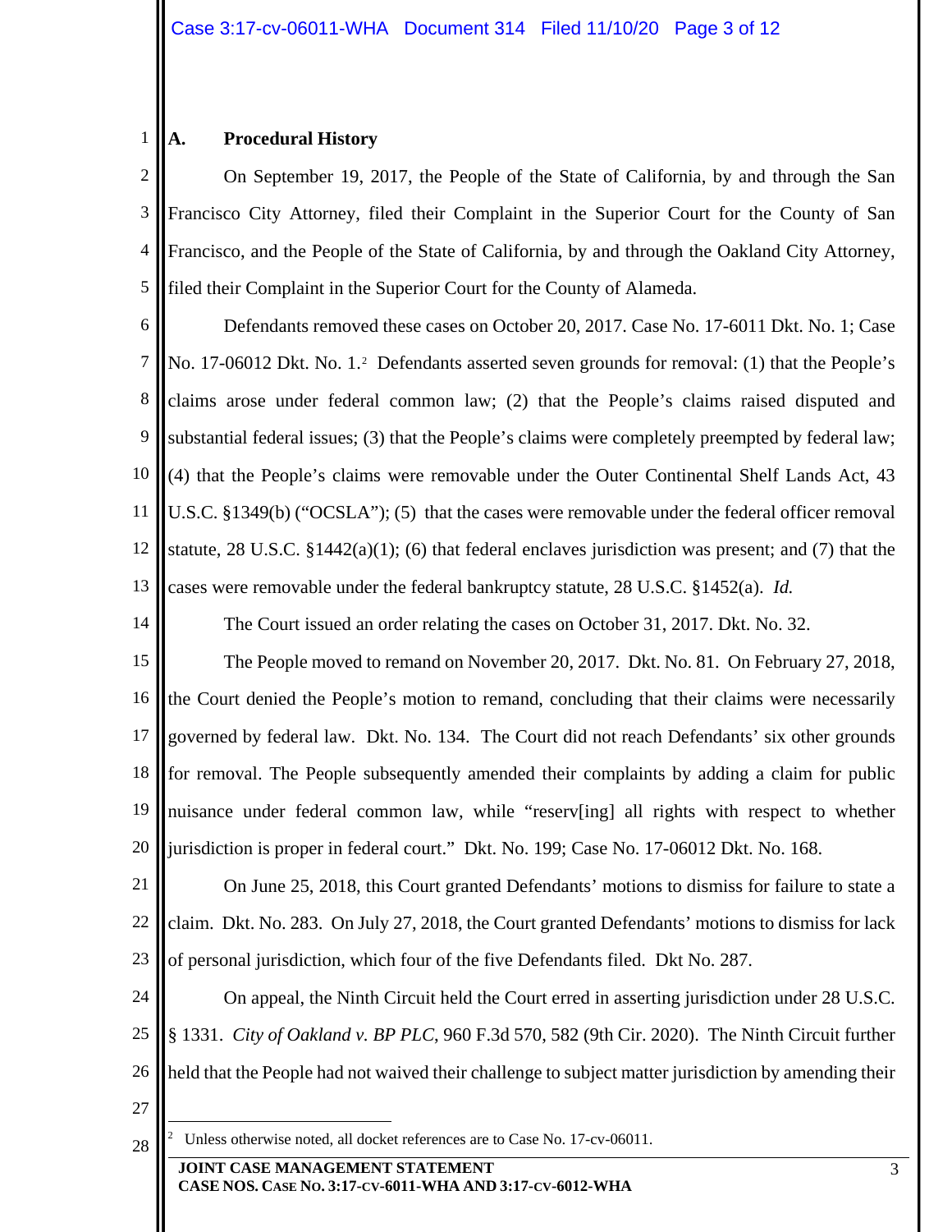### A. Procedural History

On September 19, 2017, the People of the State of California, by and through the San Francisco City Attorney, filed their Complaint in the Superior Court for the County of San Francisco, and the People of the State of California, by and through the Oakland City Attorney, filed their Complaint in the Superior Court for the County of Alameda.

Defendants removed these cases on October 20, 2017. Case No. 17-6011 Dkt. No. 1; Case No. 17-06012 Dkt. No. 1.[2] Defendants asserted seven grounds for removal: (1) that the People's claims arose under federal common law; (2) that the People's claims raised disputed and substantial federal issues; (3) that the People's claims were completely preempted by federal law; (4) that the People's claims were removable under the Outer Continental Shelf Lands Act, 43 U.S.C. §1349(b) ("OCSLA"); (5) that the cases were removable under the federal officer removal statute, 28 U.S.C. §1442(a)(1); (6) that federal enclaves jurisdiction was present; and (7) that the cases were removable under the federal bankruptcy statute, 28 U.S.C. §1452(a). *Id.*

The Court issued an order relating the cases on October 31, 2017. Dkt. No. 32.

The People moved to remand on November 20, 2017. Dkt. No. 81. On February 27, 2018, the Court denied the People's motion to remand, concluding that their claims were necessarily governed by federal law. Dkt. No. 134. The Court did not reach Defendants' six other grounds for removal. The People subsequently amended their complaints by adding a claim for public nuisance under federal common law, while "reserv[ing] all rights with respect to whether jurisdiction is proper in federal court." Dkt. No. 199; Case No. 17-06012 Dkt. No. 168.

On June 25, 2018, this Court granted Defendants' motions to dismiss for failure to state a claim. Dkt. No. 283. On July 27, 2018, the Court granted Defendants' motions to dismiss for lack of personal jurisdiction, which four of the five Defendants filed. Dkt No. 287.

On appeal, the Ninth Circuit held the Court erred in asserting jurisdiction under 28 U.S.C. § 1331. *City of Oakland v. BP PLC*, 960 F.3d 570, 582 (9th Cir. 2020). The Ninth Circuit further held that the People had not waived their challenge to subject matter jurisdiction by amending their

---

[2] Unless otherwise noted, all docket references are to Case No. 17-cv-06011.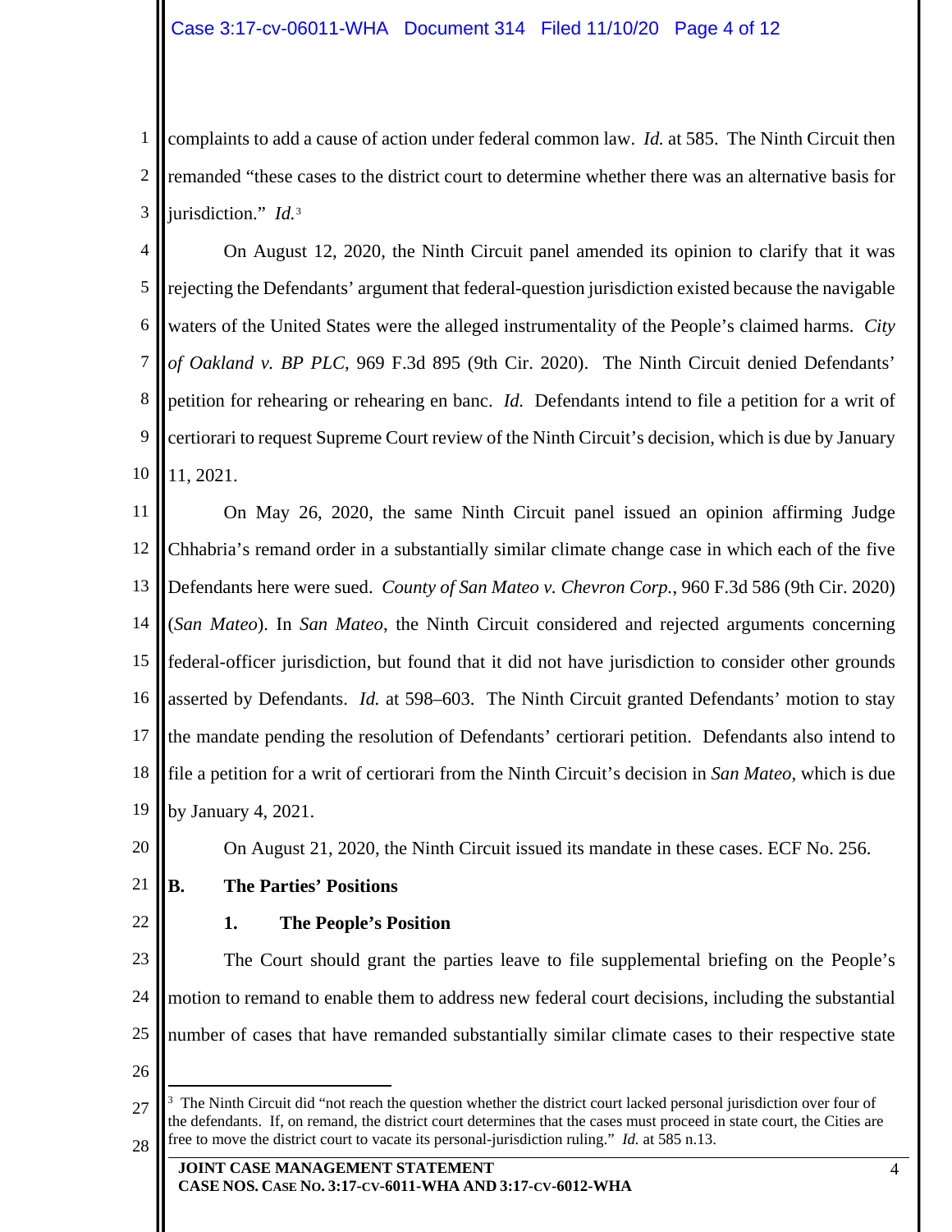complaints to add a cause of action under federal common law. *Id.* at 585. The Ninth Circuit then remanded "these cases to the district court to determine whether there was an alternative basis for jurisdiction." *Id.*[3]

On August 12, 2020, the Ninth Circuit panel amended its opinion to clarify that it was rejecting the Defendants' argument that federal-question jurisdiction existed because the navigable waters of the United States were the alleged instrumentality of the People's claimed harms. *City of Oakland v. BP PLC*, 969 F.3d 895 (9th Cir. 2020). The Ninth Circuit denied Defendants' petition for rehearing or rehearing en banc. *Id.* Defendants intend to file a petition for a writ of certiorari to request Supreme Court review of the Ninth Circuit's decision, which is due by January 11, 2021.

On May 26, 2020, the same Ninth Circuit panel issued an opinion affirming Judge Chhabria's remand order in a substantially similar climate change case in which each of the five Defendants here were sued. *County of San Mateo v. Chevron Corp.*, 960 F.3d 586 (9th Cir. 2020) (*San Mateo*). In *San Mateo*, the Ninth Circuit considered and rejected arguments concerning federal-officer jurisdiction, but found that it did not have jurisdiction to consider other grounds asserted by Defendants. *Id.* at 598–603. The Ninth Circuit granted Defendants' motion to stay the mandate pending the resolution of Defendants' certiorari petition. Defendants also intend to file a petition for a writ of certiorari from the Ninth Circuit's decision in *San Mateo*, which is due by January 4, 2021.

On August 21, 2020, the Ninth Circuit issued its mandate in these cases. ECF No. 256.

## B. The Parties' Positions

### 1. The People's Position

The Court should grant the parties leave to file supplemental briefing on the People's motion to remand to enable them to address new federal court decisions, including the substantial number of cases that have remanded substantially similar climate cases to their respective state

---

[3] The Ninth Circuit did "not reach the question whether the district court lacked personal jurisdiction over four of the defendants. If, on remand, the district court determines that the cases must proceed in state court, the Cities are free to move the district court to vacate its personal-jurisdiction ruling." *Id.* at 585 n.13.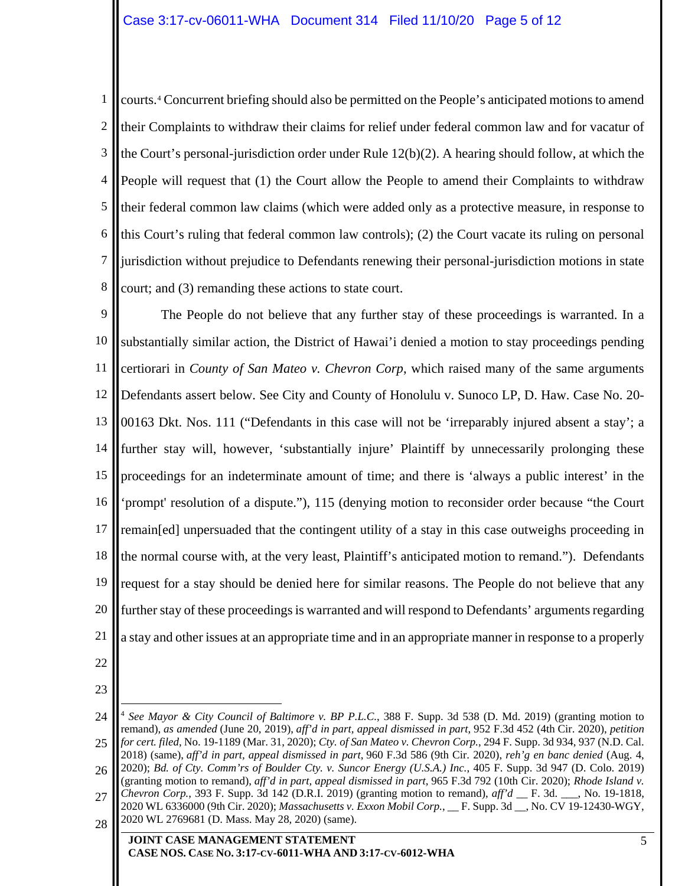courts.[4] Concurrent briefing should also be permitted on the People's anticipated motions to amend their Complaints to withdraw their claims for relief under federal common law and for vacatur of the Court's personal-jurisdiction order under Rule 12(b)(2). A hearing should follow, at which the People will request that (1) the Court allow the People to amend their Complaints to withdraw their federal common law claims (which were added only as a protective measure, in response to this Court's ruling that federal common law controls); (2) the Court vacate its ruling on personal jurisdiction without prejudice to Defendants renewing their personal-jurisdiction motions in state court; and (3) remanding these actions to state court.

The People do not believe that any further stay of these proceedings is warranted. In a substantially similar action, the District of Hawai'i denied a motion to stay proceedings pending certiorari in *County of San Mateo v. Chevron Corp*, which raised many of the same arguments Defendants assert below. See City and County of Honolulu v. Sunoco LP, D. Haw. Case No. 20-00163 Dkt. Nos. 111 ("Defendants in this case will not be 'irreparably injured absent a stay'; a further stay will, however, 'substantially injure' Plaintiff by unnecessarily prolonging these proceedings for an indeterminate amount of time; and there is 'always a public interest' in the 'prompt' resolution of a dispute."), 115 (denying motion to reconsider order because "the Court remain[ed] unpersuaded that the contingent utility of a stay in this case outweighs proceeding in the normal course with, at the very least, Plaintiff's anticipated motion to remand."). Defendants request for a stay should be denied here for similar reasons. The People do not believe that any further stay of these proceedings is warranted and will respond to Defendants' arguments regarding a stay and other issues at an appropriate time and in an appropriate manner in response to a properly

---

[4] *See Mayor & City Council of Baltimore v. BP P.L.C.*, 388 F. Supp. 3d 538 (D. Md. 2019) (granting motion to remand), *as amended* (June 20, 2019), *aff'd in part, appeal dismissed in part*, 952 F.3d 452 (4th Cir. 2020), *petition for cert. filed*, No. 19-1189 (Mar. 31, 2020); *Cty. of San Mateo v. Chevron Corp.*, 294 F. Supp. 3d 934, 937 (N.D. Cal. 2018) (same), *aff'd in part, appeal dismissed in part*, 960 F.3d 586 (9th Cir. 2020), *reh'g en banc denied* (Aug. 4, 2020); *Bd. of Cty. Comm'rs of Boulder Cty. v. Suncor Energy (U.S.A.) Inc.*, 405 F. Supp. 3d 947 (D. Colo. 2019) (granting motion to remand), *aff'd in part, appeal dismissed in part*, 965 F.3d 792 (10th Cir. 2020); *Rhode Island v. Chevron Corp.*, 393 F. Supp. 3d 142 (D.R.I. 2019) (granting motion to remand), *aff'd* __ F. 3d. ___, No. 19-1818, 2020 WL 6336000 (9th Cir. 2020); *Massachusetts v. Exxon Mobil Corp.*, __ F. Supp. 3d __, No. CV 19-12430-WGY, 2020 WL 2769681 (D. Mass. May 28, 2020) (same).

**JOINT CASE MANAGEMENT STATEMENT**
**CASE NOS. CASE NO. 3:17-CV-6011-WHA AND 3:17-CV-6012-WHA**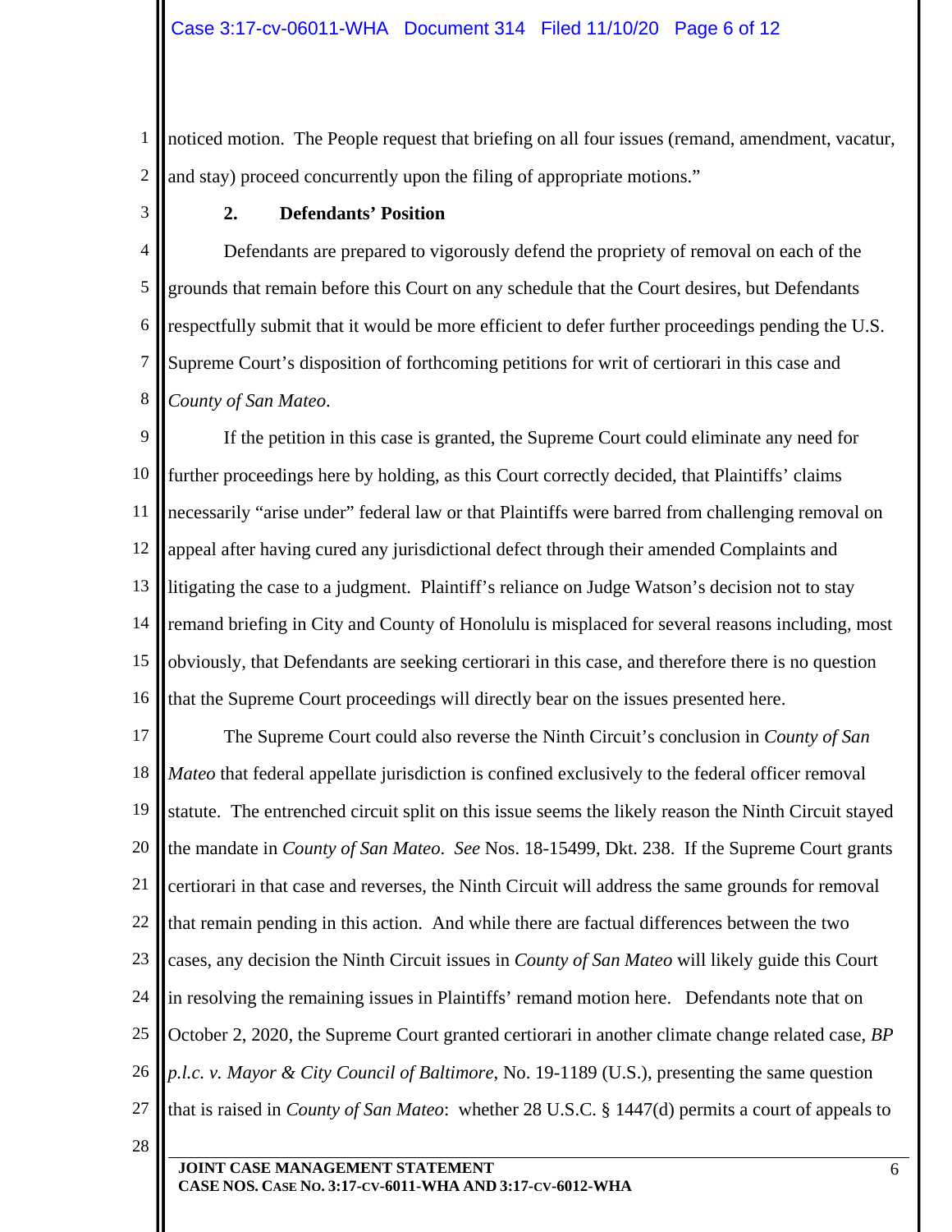noticed motion. The People request that briefing on all four issues (remand, amendment, vacatur, and stay) proceed concurrently upon the filing of appropriate motions."

### 2. Defendants' Position

Defendants are prepared to vigorously defend the propriety of removal on each of the grounds that remain before this Court on any schedule that the Court desires, but Defendants respectfully submit that it would be more efficient to defer further proceedings pending the U.S. Supreme Court's disposition of forthcoming petitions for writ of certiorari in this case and *County of San Mateo*.

If the petition in this case is granted, the Supreme Court could eliminate any need for further proceedings here by holding, as this Court correctly decided, that Plaintiffs' claims necessarily "arise under" federal law or that Plaintiffs were barred from challenging removal on appeal after having cured any jurisdictional defect through their amended Complaints and litigating the case to a judgment. Plaintiff's reliance on Judge Watson's decision not to stay remand briefing in City and County of Honolulu is misplaced for several reasons including, most obviously, that Defendants are seeking certiorari in this case, and therefore there is no question that the Supreme Court proceedings will directly bear on the issues presented here.

The Supreme Court could also reverse the Ninth Circuit's conclusion in *County of San Mateo* that federal appellate jurisdiction is confined exclusively to the federal officer removal statute. The entrenched circuit split on this issue seems the likely reason the Ninth Circuit stayed the mandate in *County of San Mateo*. *See* Nos. 18-15499, Dkt. 238. If the Supreme Court grants certiorari in that case and reverses, the Ninth Circuit will address the same grounds for removal that remain pending in this action. And while there are factual differences between the two cases, any decision the Ninth Circuit issues in *County of San Mateo* will likely guide this Court in resolving the remaining issues in Plaintiffs' remand motion here. Defendants note that on October 2, 2020, the Supreme Court granted certiorari in another climate change related case, *BP p.l.c. v. Mayor & City Council of Baltimore*, No. 19-1189 (U.S.), presenting the same question that is raised in *County of San Mateo*: whether 28 U.S.C. § 1447(d) permits a court of appeals to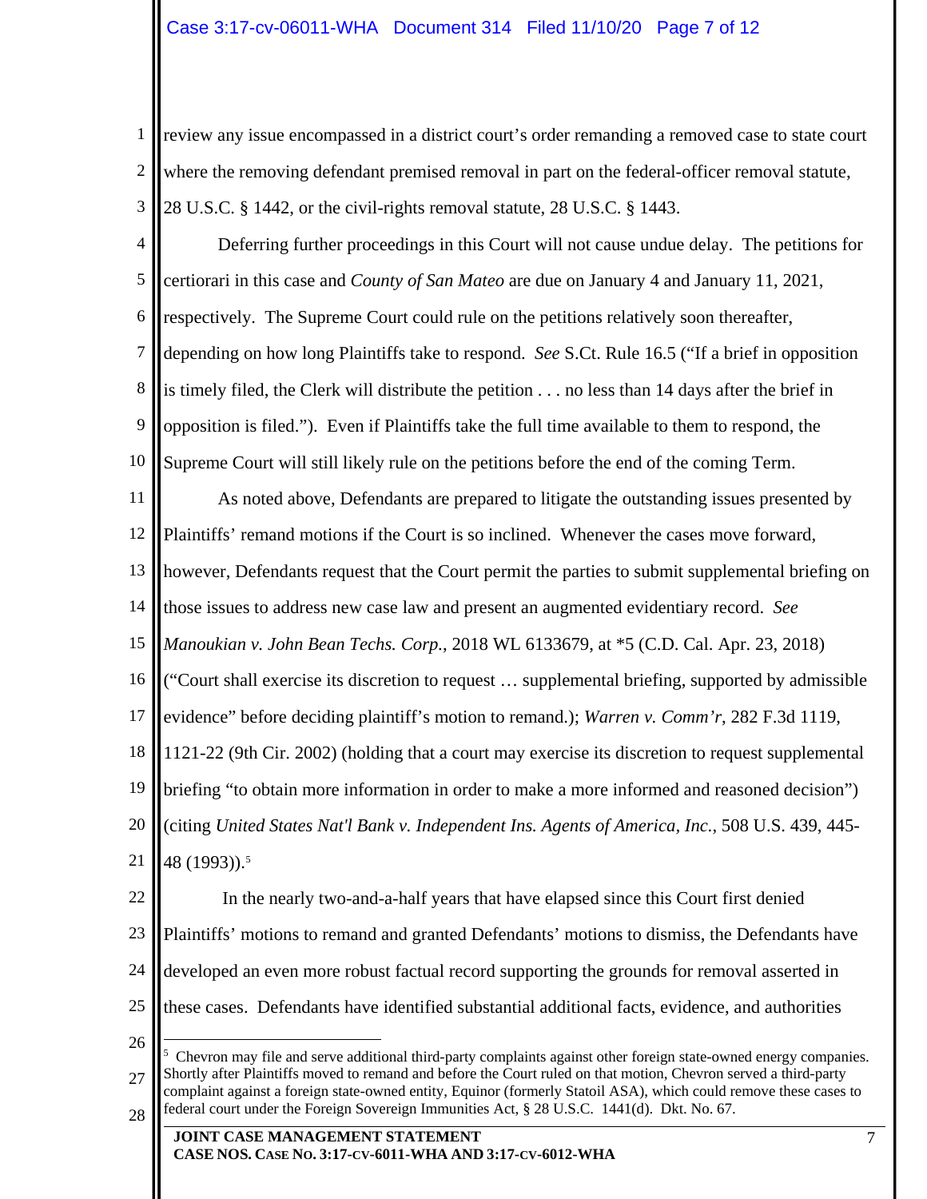review any issue encompassed in a district court's order remanding a removed case to state court where the removing defendant premised removal in part on the federal-officer removal statute, 28 U.S.C. § 1442, or the civil-rights removal statute, 28 U.S.C. § 1443.

Deferring further proceedings in this Court will not cause undue delay. The petitions for certiorari in this case and *County of San Mateo* are due on January 4 and January 11, 2021, respectively. The Supreme Court could rule on the petitions relatively soon thereafter, depending on how long Plaintiffs take to respond. *See* S.Ct. Rule 16.5 ("If a brief in opposition is timely filed, the Clerk will distribute the petition . . . no less than 14 days after the brief in opposition is filed."). Even if Plaintiffs take the full time available to them to respond, the Supreme Court will still likely rule on the petitions before the end of the coming Term.

As noted above, Defendants are prepared to litigate the outstanding issues presented by Plaintiffs' remand motions if the Court is so inclined. Whenever the cases move forward, however, Defendants request that the Court permit the parties to submit supplemental briefing on those issues to address new case law and present an augmented evidentiary record. *See Manoukian v. John Bean Techs. Corp.*, 2018 WL 6133679, at *5 (C.D. Cal. Apr. 23, 2018) ("Court shall exercise its discretion to request … supplemental briefing, supported by admissible evidence" before deciding plaintiff's motion to remand.); *Warren v. Comm'r*, 282 F.3d 1119, 1121-22 (9th Cir. 2002) (holding that a court may exercise its discretion to request supplemental briefing "to obtain more information in order to make a more informed and reasoned decision") (citing *United States Nat'l Bank v. Independent Ins. Agents of America, Inc.*, 508 U.S. 439, 445-48 (1993)).[5]

In the nearly two-and-a-half years that have elapsed since this Court first denied Plaintiffs' motions to remand and granted Defendants' motions to dismiss, the Defendants have developed an even more robust factual record supporting the grounds for removal asserted in these cases. Defendants have identified substantial additional facts, evidence, and authorities

---

[5] Chevron may file and serve additional third-party complaints against other foreign state-owned energy companies. Shortly after Plaintiffs moved to remand and before the Court ruled on that motion, Chevron served a third-party complaint against a foreign state-owned entity, Equinor (formerly Statoil ASA), which could remove these cases to federal court under the Foreign Sovereign Immunities Act, § 28 U.S.C. 1441(d). Dkt. No. 67.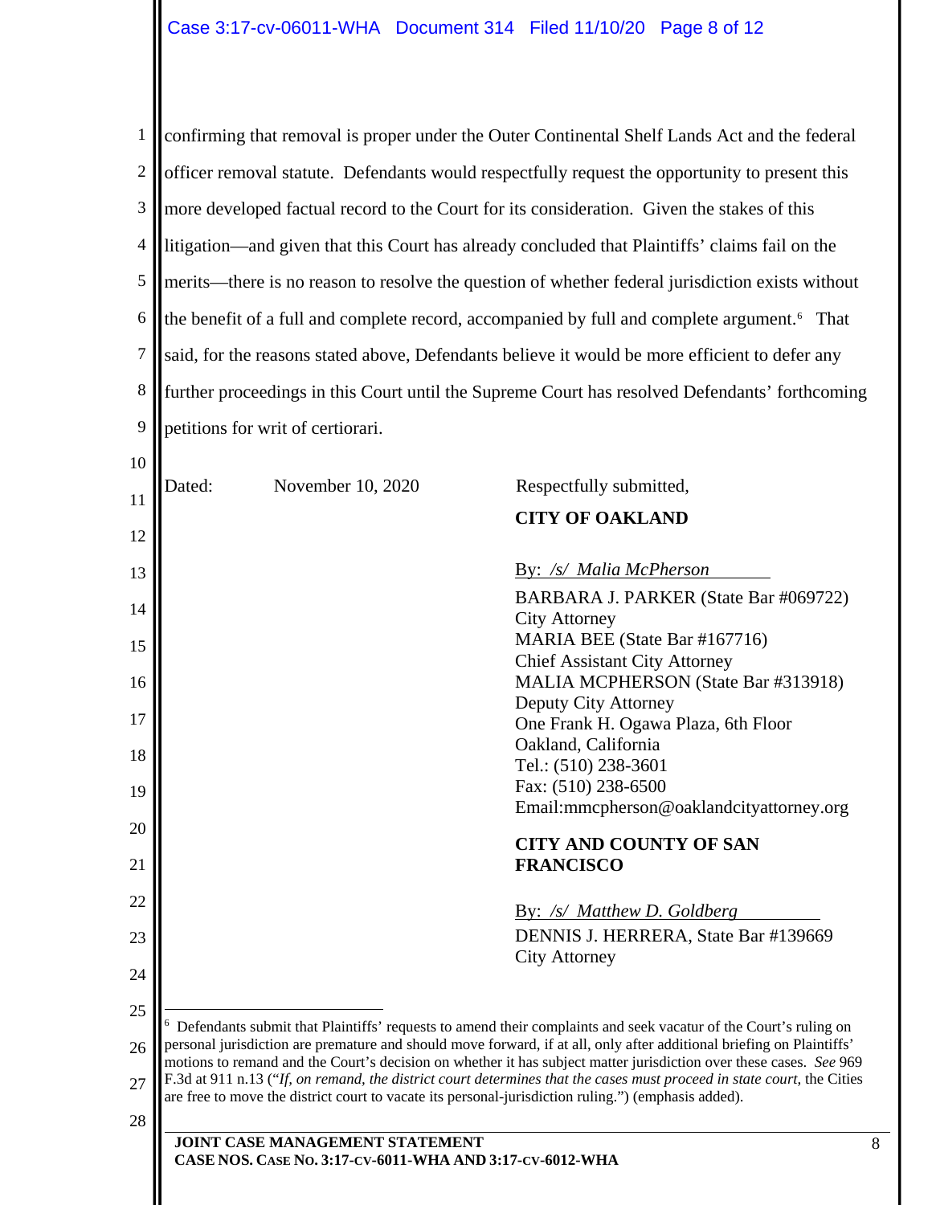confirming that removal is proper under the Outer Continental Shelf Lands Act and the federal officer removal statute. Defendants would respectfully request the opportunity to present this more developed factual record to the Court for its consideration. Given the stakes of this litigation—and given that this Court has already concluded that Plaintiffs' claims fail on the merits—there is no reason to resolve the question of whether federal jurisdiction exists without the benefit of a full and complete record, accompanied by full and complete argument.[6] That said, for the reasons stated above, Defendants believe it would be more efficient to defer any further proceedings in this Court until the Supreme Court has resolved Defendants' forthcoming petitions for writ of certiorari.

Dated: November 10, 2020

Respectfully submitted,

**CITY OF OAKLAND**

By: */s/ Malia McPherson*

BARBARA J. PARKER (State Bar #069722)
City Attorney
MARIA BEE (State Bar #167716)
Chief Assistant City Attorney
MALIA MCPHERSON (State Bar #313918)
Deputy City Attorney
One Frank H. Ogawa Plaza, 6th Floor
Oakland, California
Tel.: (510) 238-3601
Fax: (510) 238-6500
Email:mmcpherson@oaklandcityattorney.org

**CITY AND COUNTY OF SAN FRANCISCO**

By: */s/ Matthew D. Goldberg*

DENNIS J. HERRERA, State Bar #139669
City Attorney

---

[6] Defendants submit that Plaintiffs' requests to amend their complaints and seek vacatur of the Court's ruling on personal jurisdiction are premature and should move forward, if at all, only after additional briefing on Plaintiffs' motions to remand and the Court's decision on whether it has subject matter jurisdiction over these cases. *See* 969 F.3d at 911 n.13 ("*If, on remand, the district court determines that the cases must proceed in state court*, the Cities are free to move the district court to vacate its personal-jurisdiction ruling.") (emphasis added).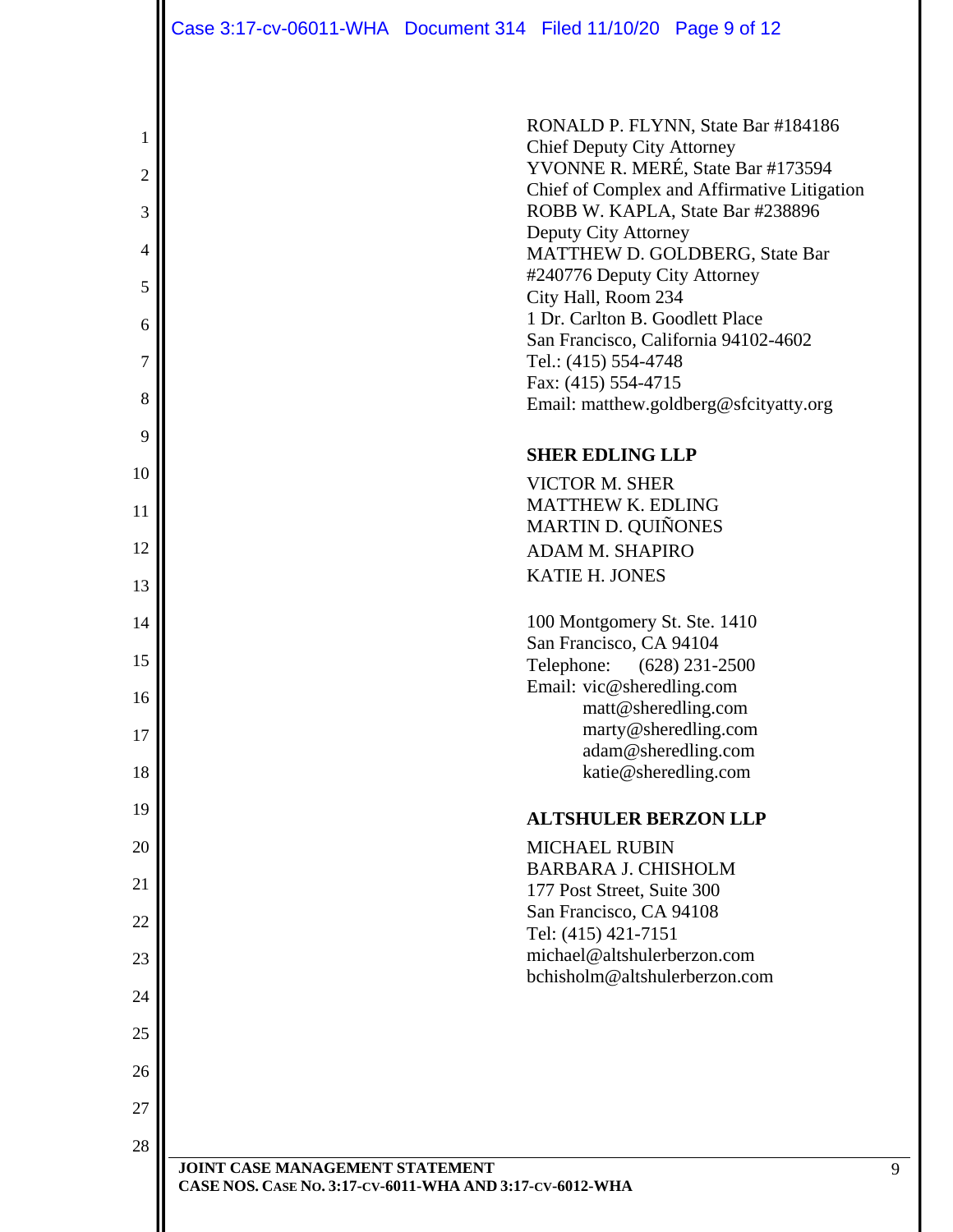RONALD P. FLYNN, State Bar #184186
Chief Deputy City Attorney
YVONNE R. MERÉ, State Bar #173594
Chief of Complex and Affirmative Litigation
ROBB W. KAPLA, State Bar #238896
Deputy City Attorney
MATTHEW D. GOLDBERG, State Bar #240776 Deputy City Attorney
City Hall, Room 234
1 Dr. Carlton B. Goodlett Place
San Francisco, California 94102-4602
Tel.: (415) 554-4748
Fax: (415) 554-4715
Email: matthew.goldberg@sfcityatty.org

**SHER EDLING LLP**

VICTOR M. SHER
MATTHEW K. EDLING
MARTIN D. QUIÑONES
ADAM M. SHAPIRO
KATIE H. JONES

100 Montgomery St. Ste. 1410
San Francisco, CA 94104
Telephone: (628) 231-2500
Email: vic@sheredling.com
matt@sheredling.com
marty@sheredling.com
adam@sheredling.com
katie@sheredling.com

**ALTSHULER BERZON LLP**

MICHAEL RUBIN
BARBARA J. CHISHOLM
177 Post Street, Suite 300
San Francisco, CA 94108
Tel: (415) 421-7151
michael@altshulerberzon.com
bchisholm@altshulerberzon.com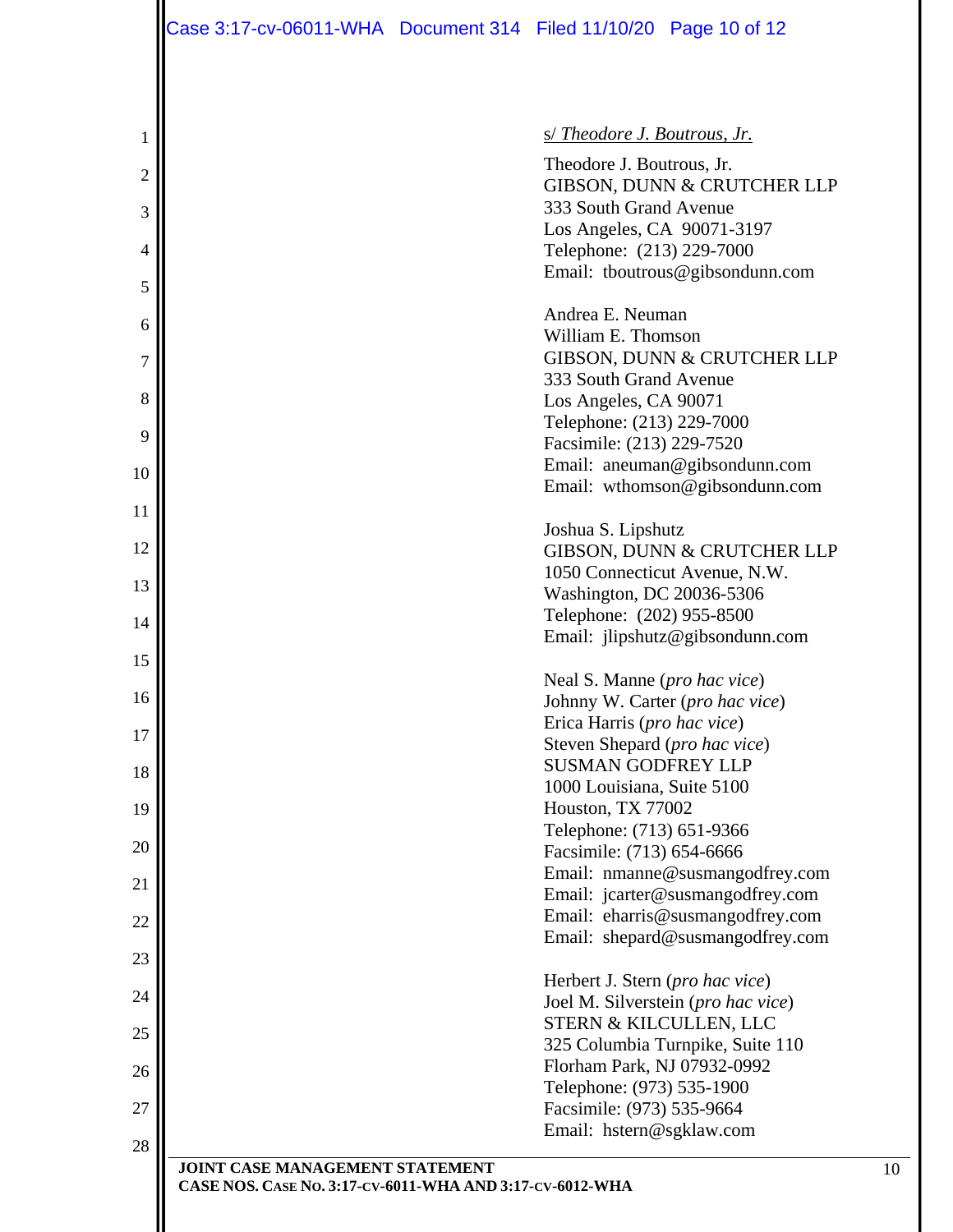s/ *Theodore J. Boutrous, Jr.*

Theodore J. Boutrous, Jr.
GIBSON, DUNN & CRUTCHER LLP
333 South Grand Avenue
Los Angeles, CA 90071-3197
Telephone: (213) 229-7000
Email: tboutrous@gibsondunn.com

Andrea E. Neuman
William E. Thomson
GIBSON, DUNN & CRUTCHER LLP
333 South Grand Avenue
Los Angeles, CA 90071
Telephone: (213) 229-7000
Facsimile: (213) 229-7520
Email: aneuman@gibsondunn.com
Email: wthomson@gibsondunn.com

Joshua S. Lipshutz
GIBSON, DUNN & CRUTCHER LLP
1050 Connecticut Avenue, N.W.
Washington, DC 20036-5306
Telephone: (202) 955-8500
Email: jlipshutz@gibsondunn.com

Neal S. Manne (*pro hac vice*)
Johnny W. Carter (*pro hac vice*)
Erica Harris (*pro hac vice*)
Steven Shepard (*pro hac vice*)
SUSMAN GODFREY LLP
1000 Louisiana, Suite 5100
Houston, TX 77002
Telephone: (713) 651-9366
Facsimile: (713) 654-6666
Email: nmanne@susmangodfrey.com
Email: jcarter@susmangodfrey.com
Email: eharris@susmangodfrey.com
Email: shepard@susmangodfrey.com

Herbert J. Stern (*pro hac vice*)
Joel M. Silverstein (*pro hac vice*)
STERN & KILCULLEN, LLC
325 Columbia Turnpike, Suite 110
Florham Park, NJ 07932-0992
Telephone: (973) 535-1900
Facsimile: (973) 535-9664
Email: hstern@sgklaw.com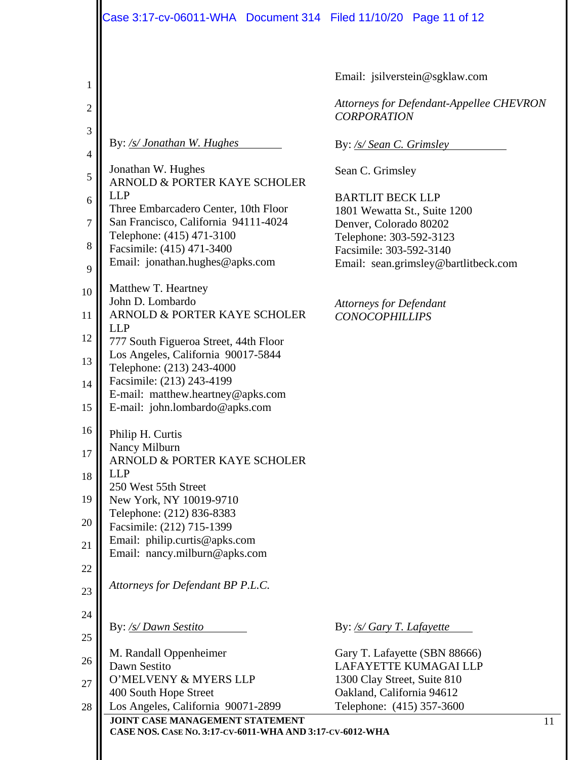Email: jsilverstein@sgklaw.com

*Attorneys for Defendant-Appellee CHEVRON CORPORATION*

By: */s/ Jonathan W. Hughes*

Jonathan W. Hughes
ARNOLD & PORTER KAYE SCHOLER LLP
Three Embarcadero Center, 10th Floor
San Francisco, California 94111-4024
Telephone: (415) 471-3100
Facsimile: (415) 471-3400
Email: jonathan.hughes@apks.com

Matthew T. Heartney
John D. Lombardo
ARNOLD & PORTER KAYE SCHOLER LLP
777 South Figueroa Street, 44th Floor
Los Angeles, California 90017-5844
Telephone: (213) 243-4000
Facsimile: (213) 243-4199
E-mail: matthew.heartney@apks.com
E-mail: john.lombardo@apks.com

Philip H. Curtis
Nancy Milburn
ARNOLD & PORTER KAYE SCHOLER LLP
250 West 55th Street
New York, NY 10019-9710
Telephone: (212) 836-8383
Facsimile: (212) 715-1399
Email: philip.curtis@apks.com
Email: nancy.milburn@apks.com

*Attorneys for Defendant BP P.L.C.*

By: */s/ Sean C. Grimsley*

Sean C. Grimsley

BARTLIT BECK LLP
1801 Wewatta St., Suite 1200
Denver, Colorado 80202
Telephone: 303-592-3123
Facsimile: 303-592-3140
Email: sean.grimsley@bartlitbeck.com

*Attorneys for Defendant CONOCOPHILLIPS*

By: */s/ Dawn Sestito*

M. Randall Oppenheimer
Dawn Sestito
O'MELVENY & MYERS LLP
400 South Hope Street
Los Angeles, California 90071-2899

By: */s/ Gary T. Lafayette*

Gary T. Lafayette (SBN 88666)
LAFAYETTE KUMAGAI LLP
1300 Clay Street, Suite 810
Oakland, California 94612
Telephone: (415) 357-3600

**JOINT CASE MANAGEMENT STATEMENT**
**CASE NOS. CASE NO. 3:17-CV-6011-WHA AND 3:17-CV-6012-WHA**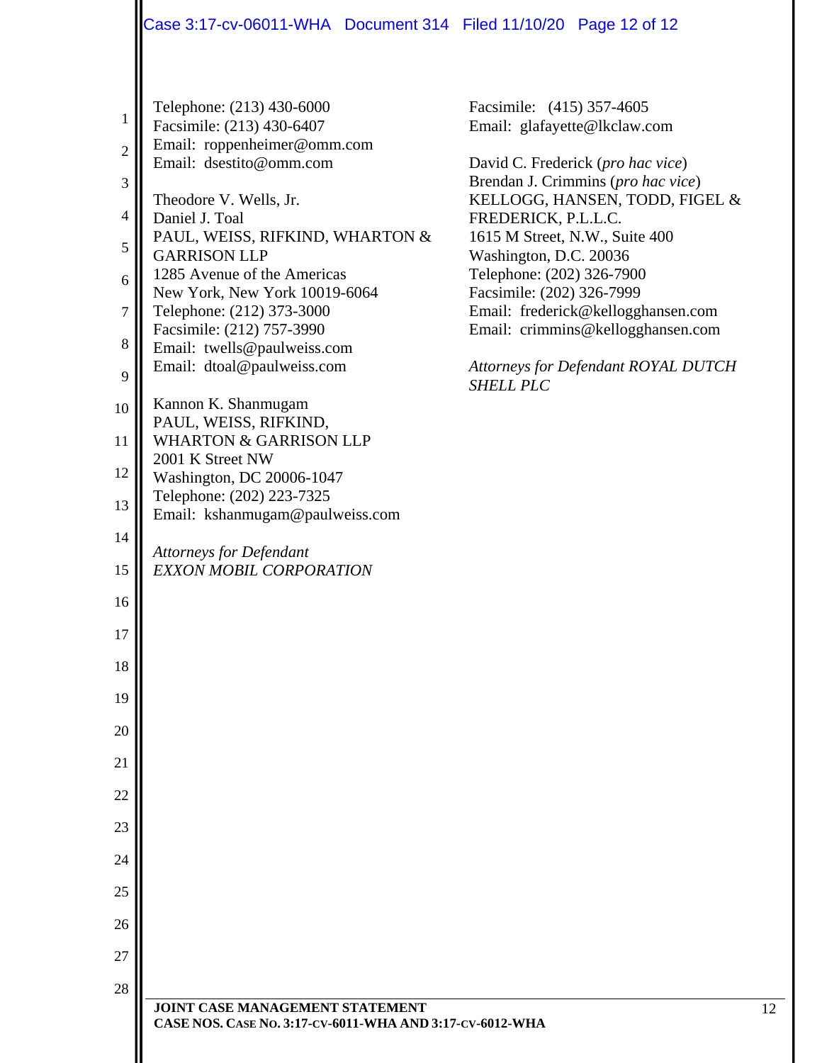Telephone: (213) 430-6000
Facsimile: (213) 430-6407
Email: roppenheimer@omm.com
Email: dsestito@omm.com

Theodore V. Wells, Jr.
Daniel J. Toal
PAUL, WEISS, RIFKIND, WHARTON & GARRISON LLP
1285 Avenue of the Americas
New York, New York 10019-6064
Telephone: (212) 373-3000
Facsimile: (212) 757-3990
Email: twells@paulweiss.com
Email: dtoal@paulweiss.com

Kannon K. Shanmugam
PAUL, WEISS, RIFKIND, WHARTON & GARRISON LLP
2001 K Street NW
Washington, DC 20006-1047
Telephone: (202) 223-7325
Email: kshanmugam@paulweiss.com

*Attorneys for Defendant EXXON MOBIL CORPORATION*

Facsimile: (415) 357-4605
Email: glafayette@lkclaw.com

David C. Frederick (*pro hac vice*)
Brendan J. Crimmins (*pro hac vice*)
KELLOGG, HANSEN, TODD, FIGEL & FREDERICK, P.L.L.C.
1615 M Street, N.W., Suite 400
Washington, D.C. 20036
Telephone: (202) 326-7900
Facsimile: (202) 326-7999
Email: frederick@kellogghansen.com
Email: crimmins@kellogghansen.com

*Attorneys for Defendant ROYAL DUTCH SHELL PLC*